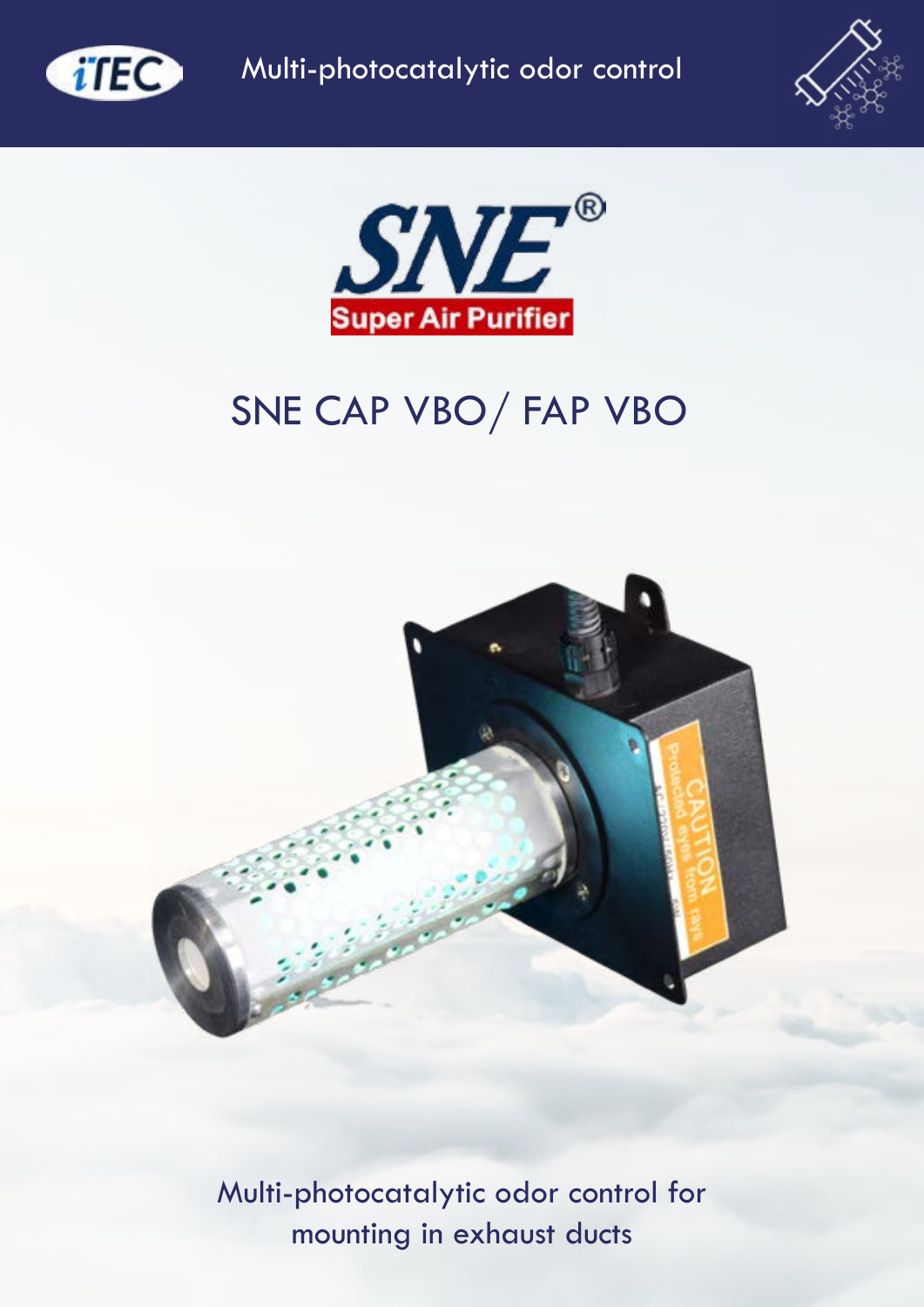Multi-photocatalytic odor control

SNE®

Super Air Purifier

# SNE CAP VBO/ FAP VBO

Multi-photocatalytic odor control for mounting in exhaust ducts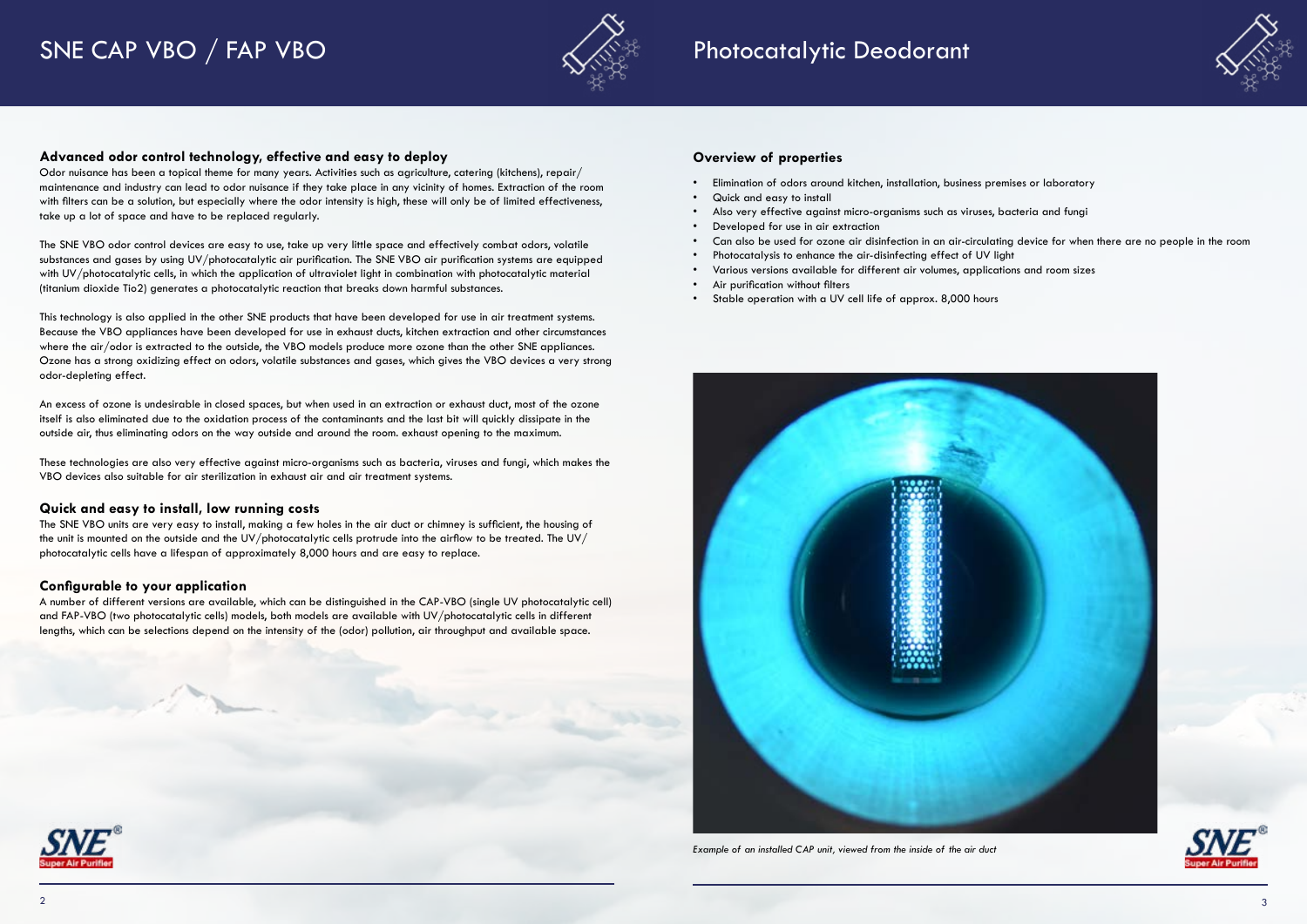# SNE CAP VBO / FAP VBO

### Advanced odor control technology, effective and easy to deploy

Odor nuisance has been a topical theme for many years. Activities such as agriculture, catering (kitchens), repair/maintenance and industry can lead to odor nuisance if they take place in any vicinity of homes. Extraction of the room with filters can be a solution, but especially where the odor intensity is high, these will only be of limited effectiveness, take up a lot of space and have to be replaced regularly.

The SNE VBO odor control devices are easy to use, take up very little space and effectively combat odors, volatile substances and gases by using UV/photocatalytic air purification. The SNE VBO air purification systems are equipped with UV/photocatalytic cells, in which the application of ultraviolet light in combination with photocatalytic material (titanium dioxide Tio2) generates a photocatalytic reaction that breaks down harmful substances.

This technology is also applied in the other SNE products that have been developed for use in air treatment systems. Because the VBO appliances have been developed for use in exhaust ducts, kitchen extraction and other circumstances where the air/odor is extracted to the outside, the VBO models produce more ozone than the other SNE appliances. Ozone has a strong oxidizing effect on odors, volatile substances and gases, which gives the VBO devices a very strong odor-depleting effect.

An excess of ozone is undesirable in closed spaces, but when used in an extraction or exhaust duct, most of the ozone itself is also eliminated due to the oxidation process of the contaminants and the last bit will quickly dissipate in the outside air, thus eliminating odors on the way outside and around the room. exhaust opening to the maximum.

These technologies are also very effective against micro-organisms such as bacteria, viruses and fungi, which makes the VBO devices also suitable for air sterilization in exhaust air and air treatment systems.

### Quick and easy to install, low running costs

The SNE VBO units are very easy to install, making a few holes in the air duct or chimney is sufficient, the housing of the unit is mounted on the outside and the UV/photocatalytic cells protrude into the airflow to be treated. The UV/photocatalytic cells have a lifespan of approximately 8,000 hours and are easy to replace.

### Configurable to your application

A number of different versions are available, which can be distinguished in the CAP-VBO (single UV photocatalytic cell) and FAP-VBO (two photocatalytic cells) models, both models are available with UV/photocatalytic cells in different lengths, which can be selections depend on the intensity of the (odor) pollution, air throughput and available space.

# Photocatalytic Deodorant

### Overview of properties

- Elimination of odors around kitchen, installation, business premises or laboratory
- Quick and easy to install
- Also very effective against micro-organisms such as viruses, bacteria and fungi
- Developed for use in air extraction
- Can also be used for ozone air disinfection in an air-circulating device for when there are no people in the room
- Photocatalysis to enhance the air-disinfecting effect of UV light
- Various versions available for different air volumes, applications and room sizes
- Air purification without filters
- Stable operation with a UV cell life of approx. 8,000 hours

*Example of an installed CAP unit, viewed from the inside of the air duct*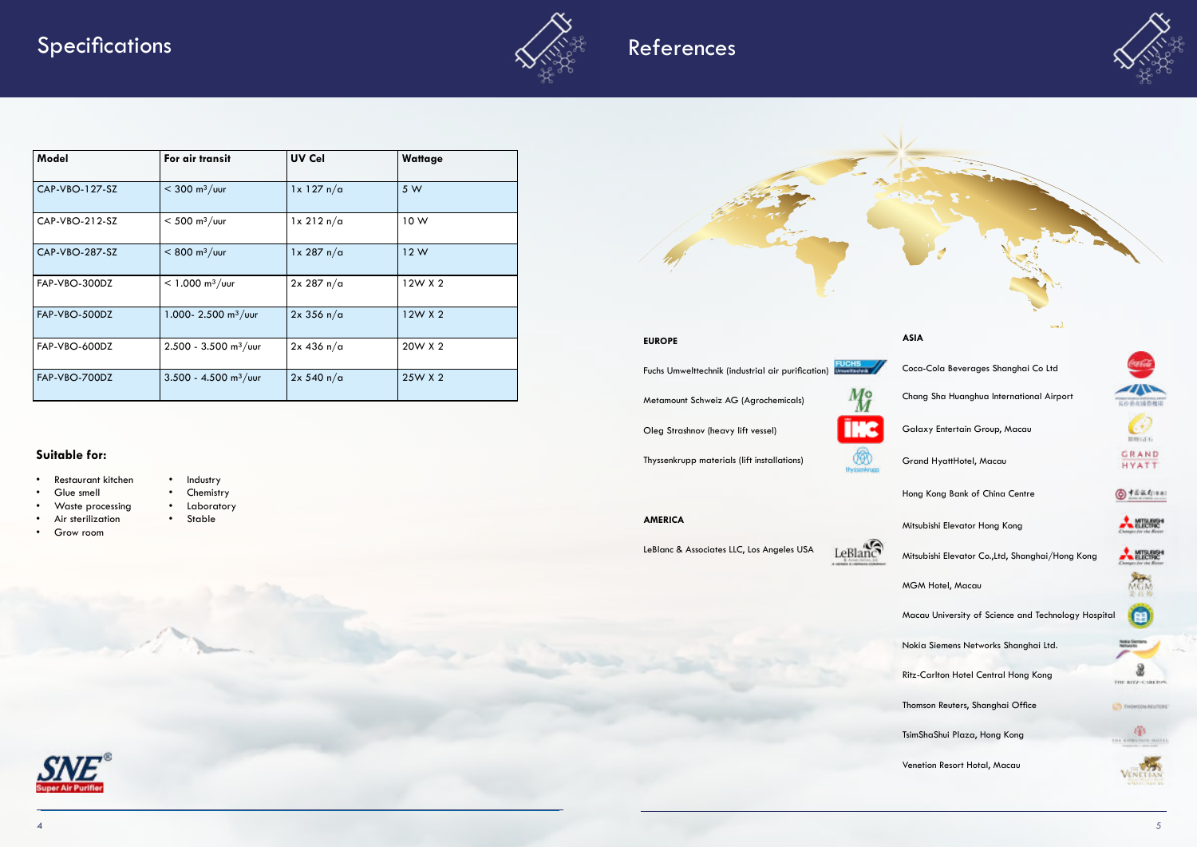# Specifications

| Model | For air transit | UV Cel | Wattage |
|---|---|---|---|
| CAP-VBO-127-SZ | < 300 $m^3$/uur | 1x 127 n/a | 5 W |
| CAP-VBO-212-SZ | < 500 $m^3$/uur | 1x 212 n/a | 10 W |
| CAP-VBO-287-SZ | < 800 $m^3$/uur | 1x 287 n/a | 12 W |
| FAP-VBO-300DZ | < 1.000 $m^3$/uur | 2x 287 n/a | 12W X 2 |
| FAP-VBO-500DZ | 1.000- 2.500 $m^3$/uur | 2x 356 n/a | 12W X 2 |
| FAP-VBO-600DZ | 2.500 - 3.500 $m^3$/uur | 2x 436 n/a | 20W X 2 |
| FAP-VBO-700DZ | 3.500 - 4.500 $m^3$/uur | 2x 540 n/a | 25W X 2 |

## Suitable for:

- Restaurant kitchen
- Glue smell
- Waste processing
- Air sterilization
- Grow room
- Industry
- Chemistry
- Laboratory
- Stable

SNE® Super Air Purifier

# References

## EUROPE

- Fuchs Umwelttechnik (industrial air purification)
- Metamount Schweiz AG (Agrochemicals)
- Oleg Strashnov (heavy lift vessel)
- Thyssenkrupp materials (lift installations)

## AMERICA

- LeBlanc & Associates LLC, Los Angeles USA

## ASIA

- Coca-Cola Beverages Shanghai Co Ltd
- Chang Sha Huanghua International Airport
- Galaxy Entertain Group, Macau
- Grand HyattHotel, Macau
- Hong Kong Bank of China Centre
- Mitsubishi Elevator Hong Kong
- Mitsubishi Elevator Co.,Ltd, Shanghai/Hong Kong
- MGM Hotel, Macau
- Macau University of Science and Technology Hospital
- Nokia Siemens Networks Shanghai Ltd.
- Ritz-Carlton Hotel Central Hong Kong
- Thomson Reuters, Shanghai Office
- TsimShaShui Plaza, Hong Kong
- Venetion Resort Hotal, Macau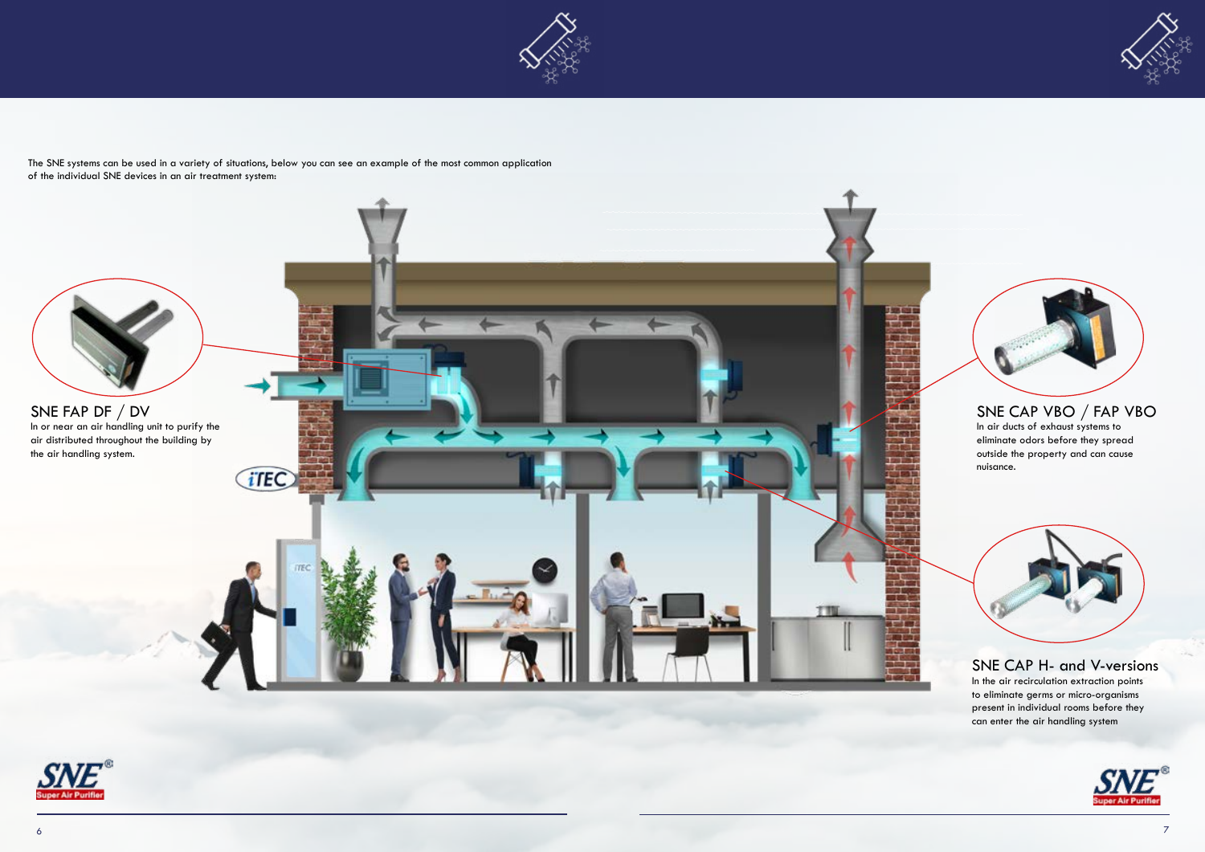The SNE systems can be used in a variety of situations, below you can see an example of the most common application of the individual SNE devices in an air treatment system:

## SNE FAP DF / DV

In or near an air handling unit to purify the air distributed throughout the building by the air handling system.

## SNE CAP VBO / FAP VBO

In air ducts of exhaust systems to eliminate odors before they spread outside the property and can cause nuisance.

## SNE CAP H- and V-versions

In the air recirculation extraction points to eliminate germs or micro-organisms present in individual rooms before they can enter the air handling system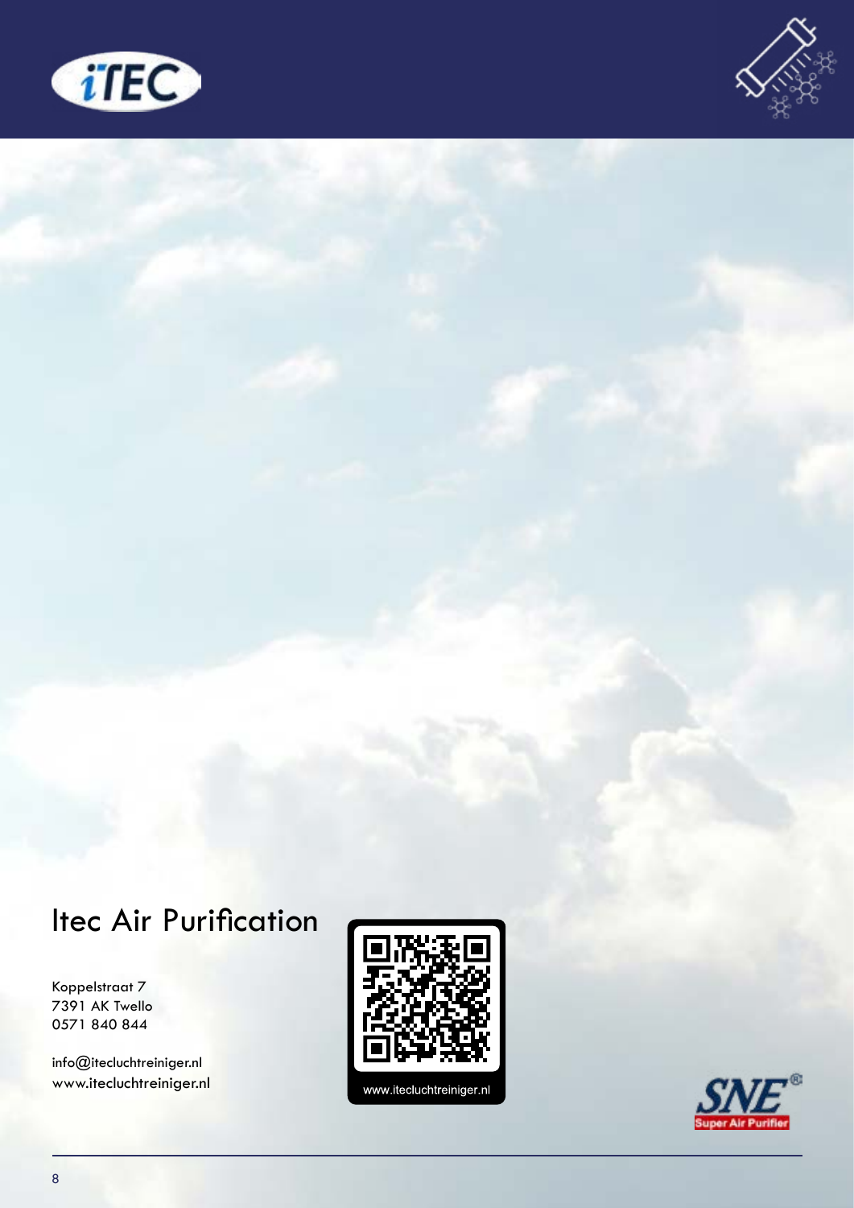# Itec Air Purification

Koppelstraat 7
7391 AK Twello
0571 840 844

info@itecluchtreiniger.nl
www.itecluchtreiniger.nl

www.itecluchtreiniger.nl